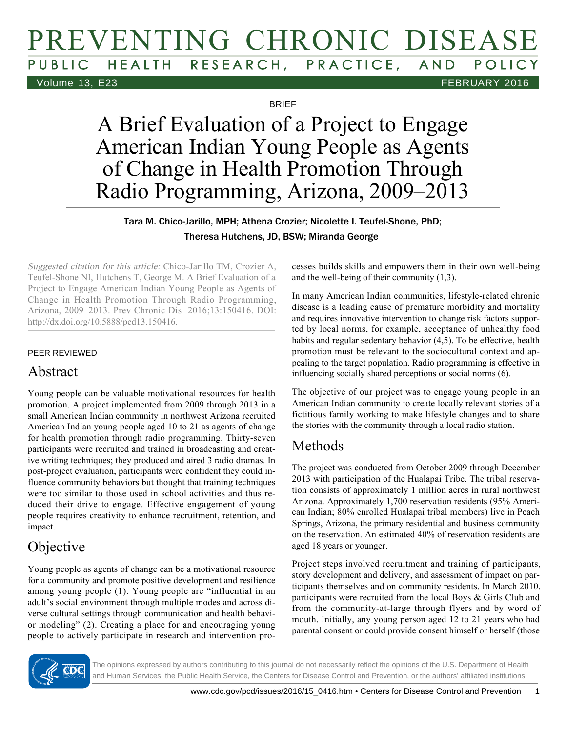BRIEF

# A Brief Evaluation of a Project to Engage American Indian Young People as Agents of Change in Health Promotion Through Radio Programming, Arizona, 2009–2013

Tara M. Chico-Jarillo, MPH; Athena Crozier; Nicolette I. Teufel-Shone, PhD; Theresa Hutchens, JD, BSW; Miranda George

*Suggested citation for this article:* Chico-Jarillo TM, Crozier A, Teufel-Shone NI, Hutchens T, George M. A Brief Evaluation of a Project to Engage American Indian Young People as Agents of Change in Health Promotion Through Radio Programming, Arizona, 2009–2013. Prev Chronic Dis 2016;13:150416. DOI: http://dx.doi.org/10.5888/pcd13.150416.

PEER REVIEWED

## Abstract

Young people can be valuable motivational resources for health promotion. A project implemented from 2009 through 2013 in a small American Indian community in northwest Arizona recruited American Indian young people aged 10 to 21 as agents of change for health promotion through radio programming. Thirty-seven participants were recruited and trained in broadcasting and creative writing techniques; they produced and aired 3 radio dramas. In post-project evaluation, participants were confident they could influence community behaviors but thought that training techniques were too similar to those used in school activities and thus reduced their drive to engage. Effective engagement of young people requires creativity to enhance recruitment, retention, and impact.

## Objective

Young people as agents of change can be a motivational resource for a community and promote positive development and resilience among young people (1). Young people are "influential in an adult's social environment through multiple modes and across diverse cultural settings through communication and health behavior modeling" (2). Creating a place for and encouraging young people to actively participate in research and intervention processes builds skills and empowers them in their own well-being and the well-being of their community (1,3).

In many American Indian communities, lifestyle-related chronic disease is a leading cause of premature morbidity and mortality and requires innovative intervention to change risk factors supported by local norms, for example, acceptance of unhealthy food habits and regular sedentary behavior (4,5). To be effective, health promotion must be relevant to the sociocultural context and appealing to the target population. Radio programming is effective in influencing socially shared perceptions or social norms (6).

The objective of our project was to engage young people in an American Indian community to create locally relevant stories of a fictitious family working to make lifestyle changes and to share the stories with the community through a local radio station.

## Methods

The project was conducted from October 2009 through December 2013 with participation of the Hualapai Tribe. The tribal reservation consists of approximately 1 million acres in rural northwest Arizona. Approximately 1,700 reservation residents (95% American Indian; 80% enrolled Hualapai tribal members) live in Peach Springs, Arizona, the primary residential and business community on the reservation. An estimated 40% of reservation residents are aged 18 years or younger.

Project steps involved recruitment and training of participants, story development and delivery, and assessment of impact on participants themselves and on community residents. In March 2010, participants were recruited from the local Boys & Girls Club and from the community-at-large through flyers and by word of mouth. Initially, any young person aged 12 to 21 years who had parental consent or could provide consent himself or herself (those

The opinions expressed by authors contributing to this journal do not necessarily reflect the opinions of the U.S. Department of Health and Human Services, the Public Health Service, the Centers for Disease Control and Prevention, or the authors' affiliated institutions.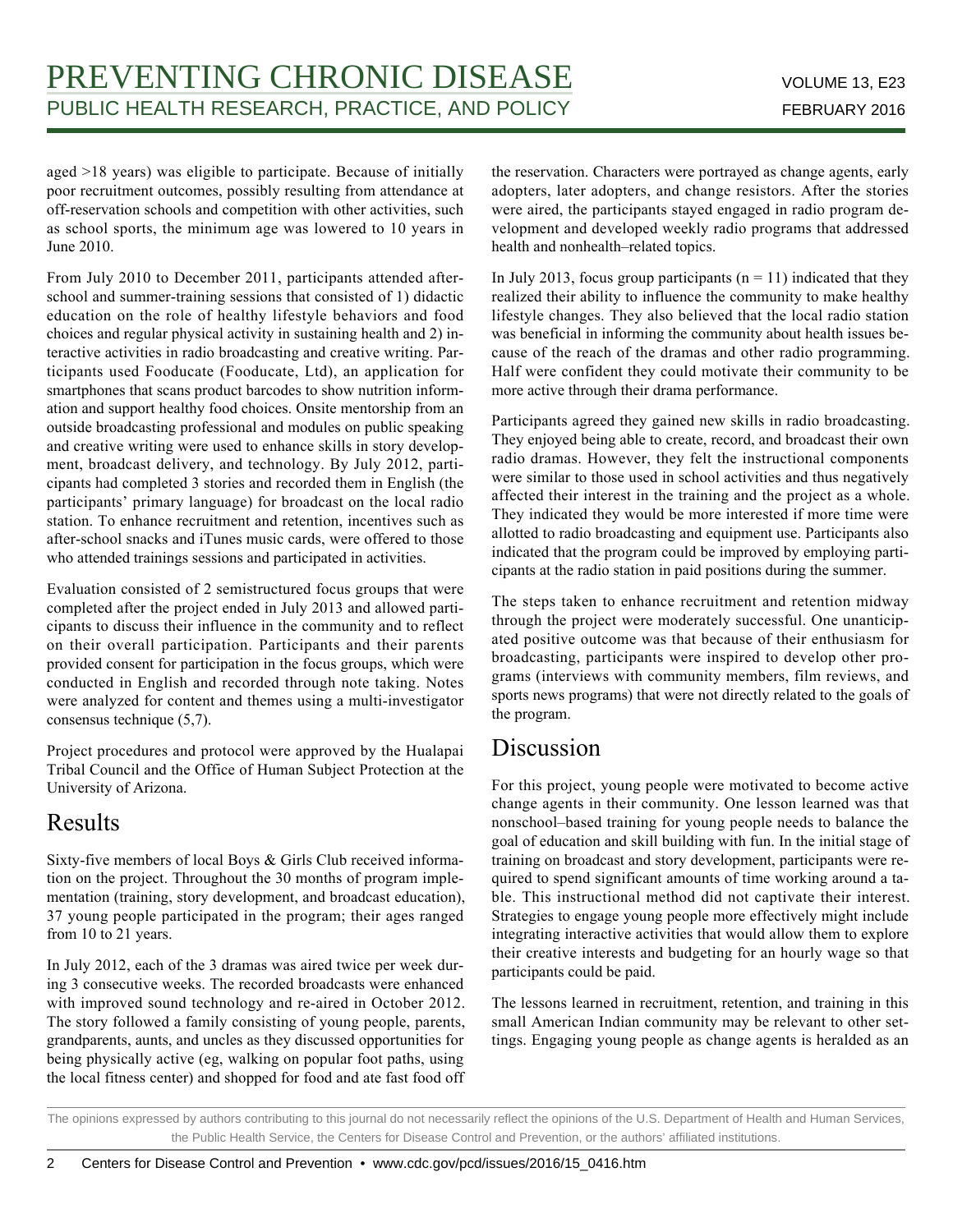aged >18 years) was eligible to participate. Because of initially poor recruitment outcomes, possibly resulting from attendance at off-reservation schools and competition with other activities, such as school sports, the minimum age was lowered to 10 years in June 2010.

From July 2010 to December 2011, participants attended after-school and summer-training sessions that consisted of 1) didactic education on the role of healthy lifestyle behaviors and food choices and regular physical activity in sustaining health and 2) interactive activities in radio broadcasting and creative writing. Participants used Fooducate (Fooducate, Ltd), an application for smartphones that scans product barcodes to show nutrition information and support healthy food choices. Onsite mentorship from an outside broadcasting professional and modules on public speaking and creative writing were used to enhance skills in story development, broadcast delivery, and technology. By July 2012, participants had completed 3 stories and recorded them in English (the participants' primary language) for broadcast on the local radio station. To enhance recruitment and retention, incentives such as after-school snacks and iTunes music cards, were offered to those who attended trainings sessions and participated in activities.

Evaluation consisted of 2 semistructured focus groups that were completed after the project ended in July 2013 and allowed participants to discuss their influence in the community and to reflect on their overall participation. Participants and their parents provided consent for participation in the focus groups, which were conducted in English and recorded through note taking. Notes were analyzed for content and themes using a multi-investigator consensus technique (5,7).

Project procedures and protocol were approved by the Hualapai Tribal Council and the Office of Human Subject Protection at the University of Arizona.

## Results

Sixty-five members of local Boys & Girls Club received information on the project. Throughout the 30 months of program implementation (training, story development, and broadcast education), 37 young people participated in the program; their ages ranged from 10 to 21 years.

In July 2012, each of the 3 dramas was aired twice per week during 3 consecutive weeks. The recorded broadcasts were enhanced with improved sound technology and re-aired in October 2012. The story followed a family consisting of young people, parents, grandparents, aunts, and uncles as they discussed opportunities for being physically active (eg, walking on popular foot paths, using the local fitness center) and shopped for food and ate fast food off the reservation. Characters were portrayed as change agents, early adopters, later adopters, and change resistors. After the stories were aired, the participants stayed engaged in radio program development and developed weekly radio programs that addressed health and nonhealth–related topics.

In July 2013, focus group participants ($n = 11$) indicated that they realized their ability to influence the community to make healthy lifestyle changes. They also believed that the local radio station was beneficial in informing the community about health issues because of the reach of the dramas and other radio programming. Half were confident they could motivate their community to be more active through their drama performance.

Participants agreed they gained new skills in radio broadcasting. They enjoyed being able to create, record, and broadcast their own radio dramas. However, they felt the instructional components were similar to those used in school activities and thus negatively affected their interest in the training and the project as a whole. They indicated they would be more interested if more time were allotted to radio broadcasting and equipment use. Participants also indicated that the program could be improved by employing participants at the radio station in paid positions during the summer.

The steps taken to enhance recruitment and retention midway through the project were moderately successful. One unanticipated positive outcome was that because of their enthusiasm for broadcasting, participants were inspired to develop other programs (interviews with community members, film reviews, and sports news programs) that were not directly related to the goals of the program.

## Discussion

For this project, young people were motivated to become active change agents in their community. One lesson learned was that nonschool–based training for young people needs to balance the goal of education and skill building with fun. In the initial stage of training on broadcast and story development, participants were required to spend significant amounts of time working around a table. This instructional method did not captivate their interest. Strategies to engage young people more effectively might include integrating interactive activities that would allow them to explore their creative interests and budgeting for an hourly wage so that participants could be paid.

The lessons learned in recruitment, retention, and training in this small American Indian community may be relevant to other settings. Engaging young people as change agents is heralded as an

The opinions expressed by authors contributing to this journal do not necessarily reflect the opinions of the U.S. Department of Health and Human Services, the Public Health Service, the Centers for Disease Control and Prevention, or the authors' affiliated institutions.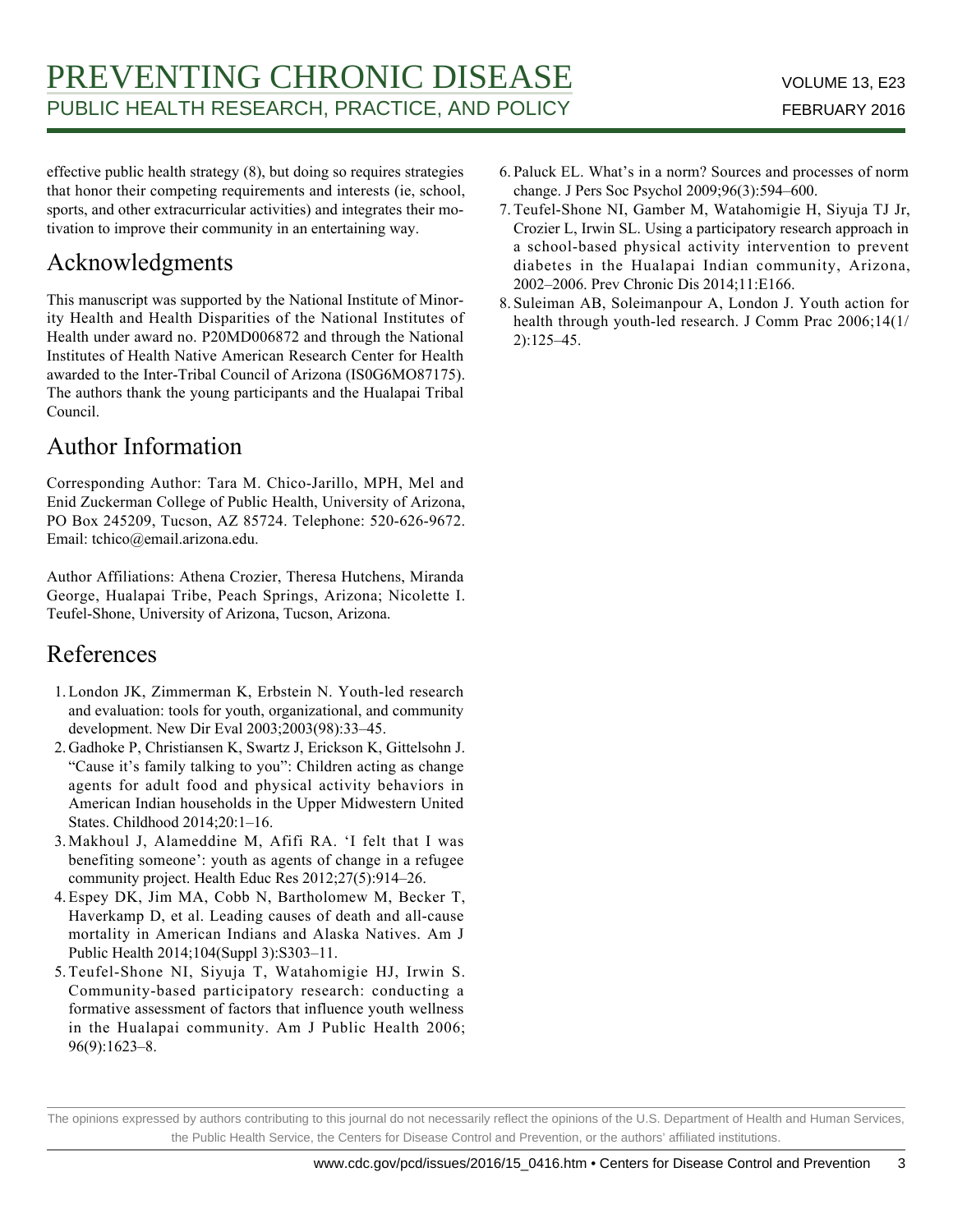effective public health strategy (8), but doing so requires strategies that honor their competing requirements and interests (ie, school, sports, and other extracurricular activities) and integrates their motivation to improve their community in an entertaining way.

## Acknowledgments

This manuscript was supported by the National Institute of Minority Health and Health Disparities of the National Institutes of Health under award no. P20MD006872 and through the National Institutes of Health Native American Research Center for Health awarded to the Inter-Tribal Council of Arizona (IS0G6MO87175). The authors thank the young participants and the Hualapai Tribal Council.

## Author Information

Corresponding Author: Tara M. Chico-Jarillo, MPH, Mel and Enid Zuckerman College of Public Health, University of Arizona, PO Box 245209, Tucson, AZ 85724. Telephone: 520-626-9672. Email: tchico@email.arizona.edu.

Author Affiliations: Athena Crozier, Theresa Hutchens, Miranda George, Hualapai Tribe, Peach Springs, Arizona; Nicolette I. Teufel-Shone, University of Arizona, Tucson, Arizona.

## References

1. London JK, Zimmerman K, Erbstein N. Youth-led research and evaluation: tools for youth, organizational, and community development. New Dir Eval 2003;2003(98):33–45.
2. Gadhoke P, Christiansen K, Swartz J, Erickson K, Gittelsohn J. "Cause it's family talking to you": Children acting as change agents for adult food and physical activity behaviors in American Indian households in the Upper Midwestern United States. Childhood 2014;20:1–16.
3. Makhoul J, Alameddine M, Afifi RA. 'I felt that I was benefiting someone': youth as agents of change in a refugee community project. Health Educ Res 2012;27(5):914–26.
4. Espey DK, Jim MA, Cobb N, Bartholomew M, Becker T, Haverkamp D, et al. Leading causes of death and all-cause mortality in American Indians and Alaska Natives. Am J Public Health 2014;104(Suppl 3):S303–11.
5. Teufel-Shone NI, Siyuja T, Watahomigie HJ, Irwin S. Community-based participatory research: conducting a formative assessment of factors that influence youth wellness in the Hualapai community. Am J Public Health 2006; 96(9):1623–8.
6. Paluck EL. What's in a norm? Sources and processes of norm change. J Pers Soc Psychol 2009;96(3):594–600.
7. Teufel-Shone NI, Gamber M, Watahomigie H, Siyuja TJ Jr, Crozier L, Irwin SL. Using a participatory research approach in a school-based physical activity intervention to prevent diabetes in the Hualapai Indian community, Arizona, 2002–2006. Prev Chronic Dis 2014;11:E166.
8. Suleiman AB, Soleimanpour A, London J. Youth action for health through youth-led research. J Comm Prac 2006;14(1/2):125–45.

The opinions expressed by authors contributing to this journal do not necessarily reflect the opinions of the U.S. Department of Health and Human Services, the Public Health Service, the Centers for Disease Control and Prevention, or the authors' affiliated institutions.